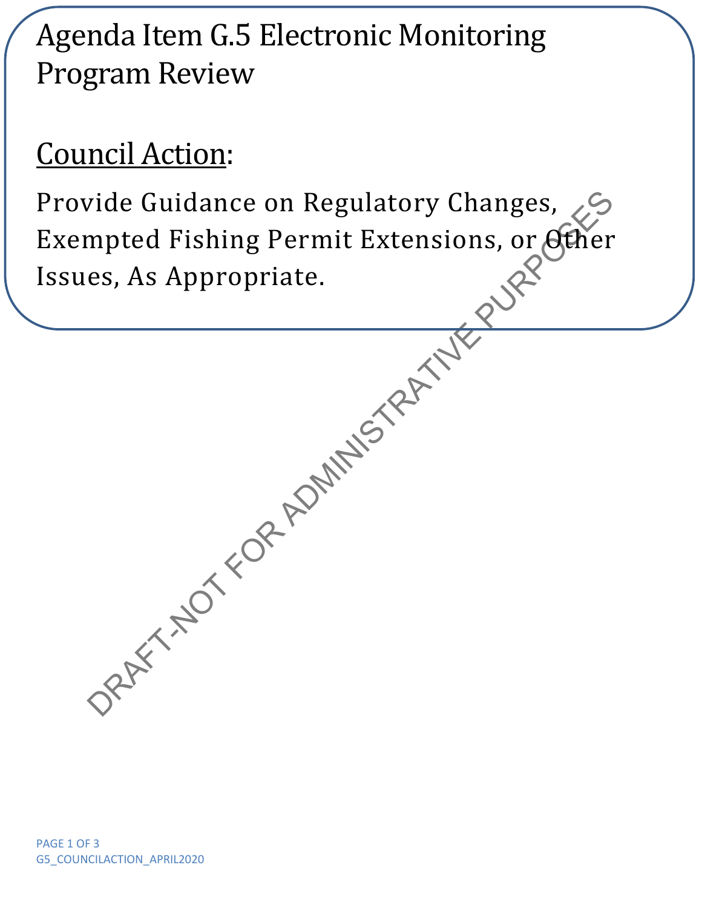# Agenda Item G.5 Electronic Monitoring Program Review

<u>Council Action</u>:

Provide Guidance on Regulatory Changes, Exempted Fishing Permit Extensions, or Other Issues, As Appropriate.

DRAFT-NOT FOR ADMINISTRATIVE PURPOSES

G5_COUNCILACTION_APRIL2020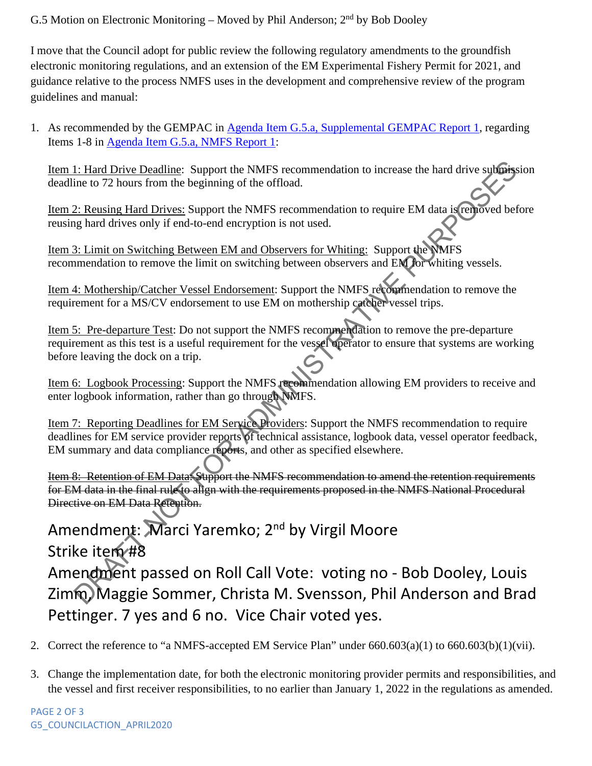G.5 Motion on Electronic Monitoring – Moved by Phil Anderson; 2nd by Bob Dooley

I move that the Council adopt for public review the following regulatory amendments to the groundfish electronic monitoring regulations, and an extension of the EM Experimental Fishery Permit for 2021, and guidance relative to the process NMFS uses in the development and comprehensive review of the program guidelines and manual:

1. As recommended by the GEMPAC in [Agenda Item G.5.a, Supplemental GEMPAC Report 1](), regarding Items 1-8 in [Agenda Item G.5.a, NMFS Report 1]():

   Item 1: Hard Drive Deadline: Support the NMFS recommendation to increase the hard drive submission deadline to 72 hours from the beginning of the offload.

   Item 2: Reusing Hard Drives: Support the NMFS recommendation to require EM data is removed before reusing hard drives only if end-to-end encryption is not used.

   Item 3: Limit on Switching Between EM and Observers for Whiting: Support the NMFS recommendation to remove the limit on switching between observers and EM for whiting vessels.

   Item 4: Mothership/Catcher Vessel Endorsement: Support the NMFS recommendation to remove the requirement for a MS/CV endorsement to use EM on mothership catcher vessel trips.

   Item 5: Pre-departure Test: Do not support the NMFS recommendation to remove the pre-departure requirement as this test is a useful requirement for the vessel operator to ensure that systems are working before leaving the dock on a trip.

   Item 6: Logbook Processing: Support the NMFS recommendation allowing EM providers to receive and enter logbook information, rather than go through NMFS.

   Item 7: Reporting Deadlines for EM Service Providers: Support the NMFS recommendation to require deadlines for EM service provider reports of technical assistance, logbook data, vessel operator feedback, EM summary and data compliance reports, and other as specified elsewhere.

   ~~Item 8: Retention of EM Data: Support the NMFS recommendation to amend the retention requirements for EM data in the final rule to align with the requirements proposed in the NMFS National Procedural Directive on EM Data Retention.~~

   Amendment: Marci Yaremko; 2nd by Virgil Moore
   Strike item #8
   Amendment passed on Roll Call Vote: voting no - Bob Dooley, Louis Zimm, Maggie Sommer, Christa M. Svensson, Phil Anderson and Brad Pettinger. 7 yes and 6 no. Vice Chair voted yes.

2. Correct the reference to "a NMFS-accepted EM Service Plan" under 660.603(a)(1) to 660.603(b)(1)(vii).

3. Change the implementation date, for both the electronic monitoring provider permits and responsibilities, and the vessel and first receiver responsibilities, to no earlier than January 1, 2022 in the regulations as amended.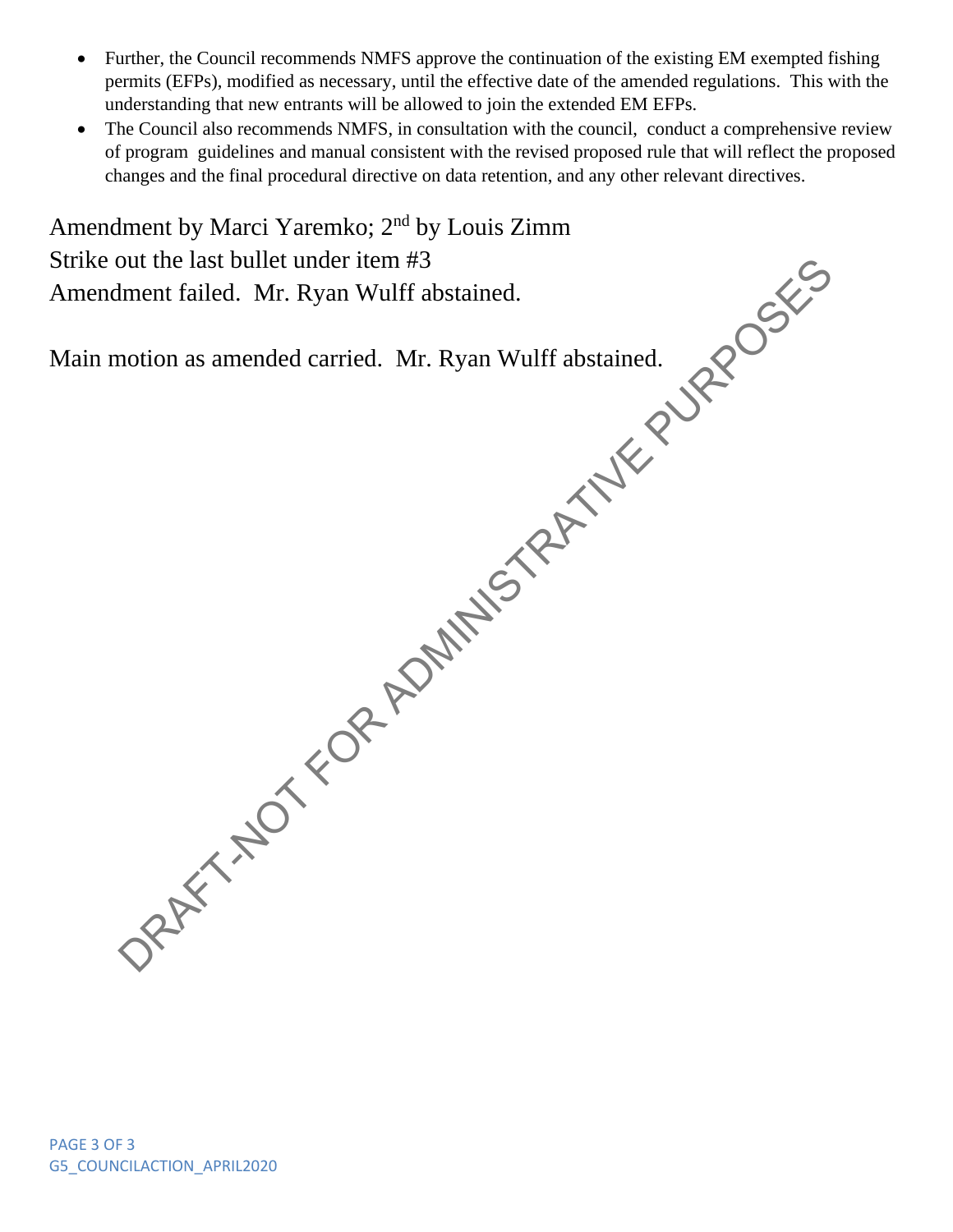- Further, the Council recommends NMFS approve the continuation of the existing EM exempted fishing permits (EFPs), modified as necessary, until the effective date of the amended regulations. This with the understanding that new entrants will be allowed to join the extended EM EFPs.
- The Council also recommends NMFS, in consultation with the council, conduct a comprehensive review of program guidelines and manual consistent with the revised proposed rule that will reflect the proposed changes and the final procedural directive on data retention, and any other relevant directives.

Amendment by Marci Yaremko; 2nd by Louis Zimm
Strike out the last bullet under item #3
Amendment failed. Mr. Ryan Wulff abstained.

Main motion as amended carried. Mr. Ryan Wulff abstained.

DRAFT-NOT FOR ADMINISTRATIVE PURPOSES